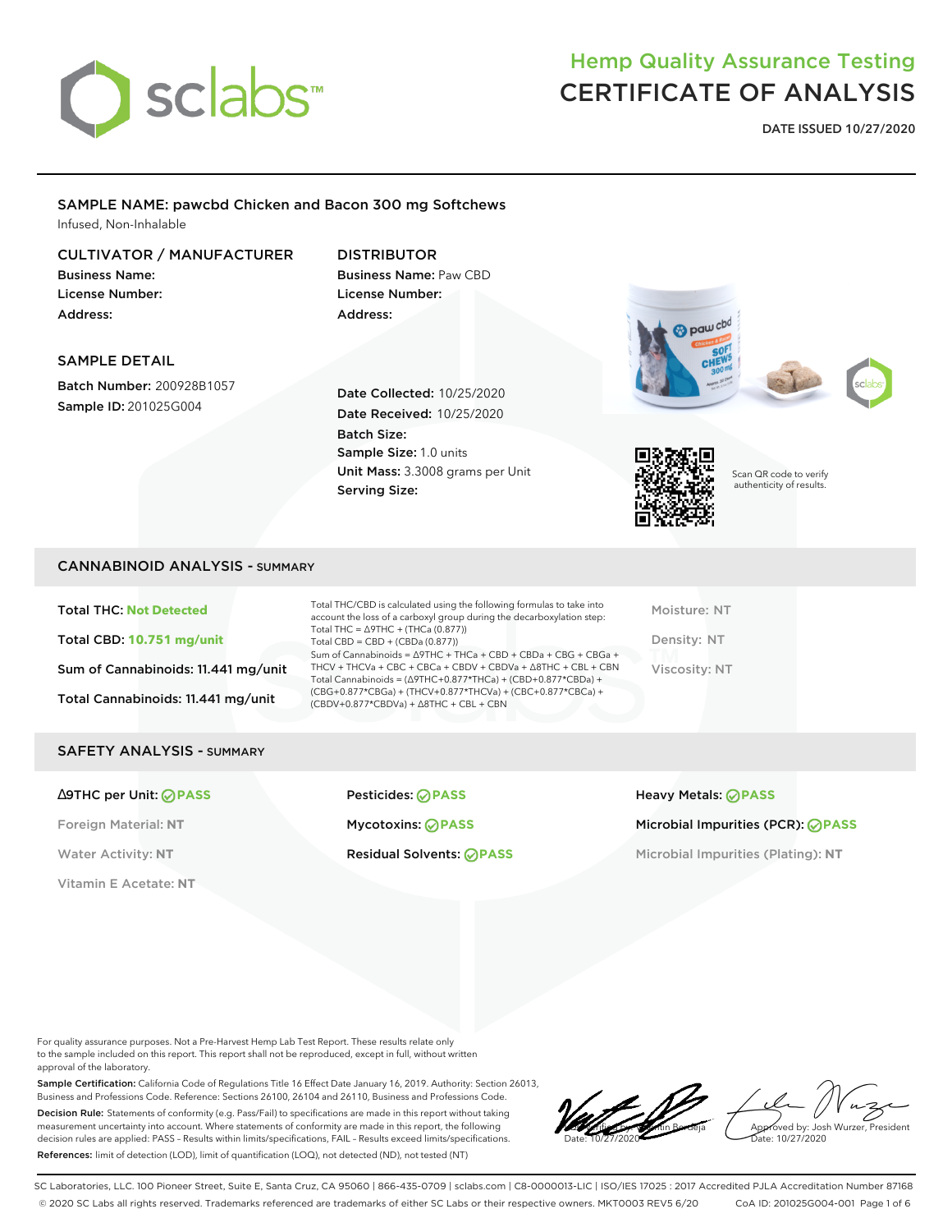# Hemp Quality Assurance Testing
# CERTIFICATE OF ANALYSIS

**DATE ISSUED 10/27/2020**

## SAMPLE NAME: pawcbd Chicken and Bacon 300 mg Softchews

Infused, Non-Inhalable

### CULTIVATOR / MANUFACTURER

**Business Name:**
**License Number:**
**Address:**

### DISTRIBUTOR

**Business Name:** Paw CBD
**License Number:**
**Address:**

### SAMPLE DETAIL

**Batch Number:** 200928B1057
**Sample ID:** 201025G004

**Date Collected:** 10/25/2020
**Date Received:** 10/25/2020
**Batch Size:**
**Sample Size:** 1.0 units
**Unit Mass:** 3.3008 grams per Unit
**Serving Size:**

Scan QR code to verify authenticity of results.

## CANNABINOID ANALYSIS - SUMMARY

**Total THC:** Not Detected

**Total CBD:** 10.751 mg/unit

**Sum of Cannabinoids:** 11.441 mg/unit

**Total Cannabinoids:** 11.441 mg/unit

Total THC/CBD is calculated using the following formulas to take into account the loss of a carboxyl group during the decarboxylation step:
Total THC = Δ9THC + (THCa (0.877))
Total CBD = CBD + (CBDa (0.877))
Sum of Cannabinoids = Δ9THC + THCa + CBD + CBDa + CBG + CBGa + THCV + THCVa + CBC + CBCa + CBDV + CBDVa + Δ8THC + CBL + CBN
Total Cannabinoids = (Δ9THC+0.877*THCa) + (CBD+0.877*CBDa) + (CBG+0.877*CBGa) + (THCV+0.877*THCVa) + (CBC+0.877*CBCa) + (CBDV+0.877*CBDVa) + Δ8THC + CBL + CBN

Moisture: NT

Density: NT

Viscosity: NT

## SAFETY ANALYSIS - SUMMARY

**Δ9THC per Unit:** PASS

Foreign Material: **NT**

Water Activity: **NT**

Vitamin E Acetate: **NT**

**Pesticides:** PASS

**Mycotoxins:** PASS

**Residual Solvents:** PASS

**Heavy Metals:** PASS

**Microbial Impurities (PCR):** PASS

Microbial Impurities (Plating): **NT**

For quality assurance purposes. Not a Pre-Harvest Hemp Lab Test Report. These results relate only to the sample included on this report. This report shall not be reproduced, except in full, without written approval of the laboratory.

**Sample Certification:** California Code of Regulations Title 16 Effect Date January 16, 2019. Authority: Section 26013, Business and Professions Code. Reference: Sections 26100, 26104 and 26110, Business and Professions Code.

**Decision Rule:** Statements of conformity (e.g. Pass/Fail) to specifications are made in this report without taking measurement uncertainty into account. Where statements of conformity are made in this report, the following decision rules are applied: PASS - Results within limits/specifications, FAIL - Results exceed limits/specifications.

**References:** limit of detection (LOD), limit of quantification (LOQ), not detected (ND), not tested (NT)

Verified by: Valentin Berdeja
Date: 10/27/2020

Approved by: Josh Wurzer, President
Date: 10/27/2020

SC Laboratories, LLC. 100 Pioneer Street, Suite E, Santa Cruz, CA 95060 | 866-435-0709 | sclabs.com | C8-0000013-LIC | ISO/IES 17025 : 2017 Accredited PJLA Accreditation Number 87168
© 2020 SC Labs all rights reserved. Trademarks referenced are trademarks of either SC Labs or their respective owners. MKT0003 REV5 6/20 CoA ID: 201025G004-001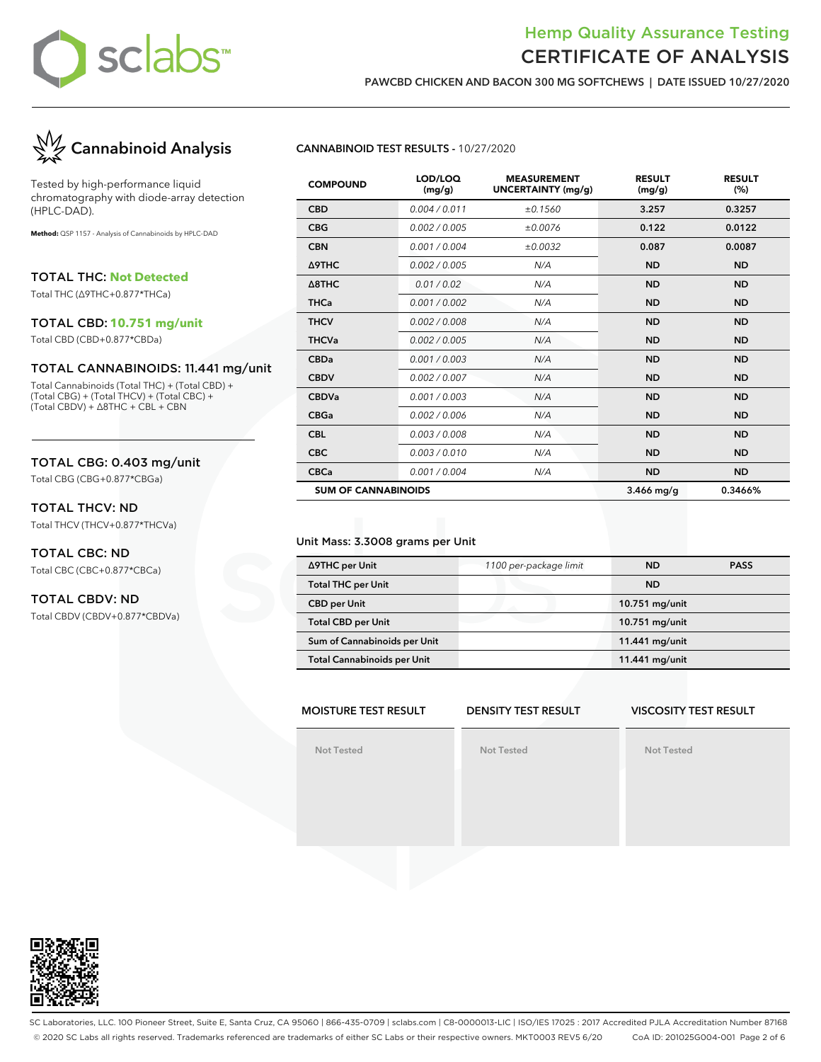# Hemp Quality Assurance Testing
# CERTIFICATE OF ANALYSIS

**PAWCBD CHICKEN AND BACON 300 MG SOFTCHEWS | DATE ISSUED 10/27/2020**

## Cannabinoid Analysis

Tested by high-performance liquid chromatography with diode-array detection (HPLC-DAD).

**Method:** QSP 1157 - Analysis of Cannabinoids by HPLC-DAD

### TOTAL THC: Not Detected
Total THC (Δ9THC+0.877*THCa)

### TOTAL CBD: 10.751 mg/unit
Total CBD (CBD+0.877*CBDa)

### TOTAL CANNABINOIDS: 11.441 mg/unit
Total Cannabinoids (Total THC) + (Total CBD) + (Total CBG) + (Total THCV) + (Total CBC) + (Total CBDV) + Δ8THC + CBL + CBN

### TOTAL CBG: 0.403 mg/unit
Total CBG (CBG+0.877*CBGa)

### TOTAL THCV: ND
Total THCV (THCV+0.877*THCVa)

### TOTAL CBC: ND
Total CBC (CBC+0.877*CBCa)

### TOTAL CBDV: ND
Total CBDV (CBDV+0.877*CBDVa)

**CANNABINOID TEST RESULTS** - 10/27/2020

| COMPOUND | LOD/LOQ (mg/g) | MEASUREMENT UNCERTAINTY (mg/g) | RESULT (mg/g) | RESULT (%) |
|---|---|---|---|---|
| CBD | 0.004 / 0.011 | ±0.1560 | 3.257 | 0.3257 |
| CBG | 0.002 / 0.005 | ±0.0076 | 0.122 | 0.0122 |
| CBN | 0.001 / 0.004 | ±0.0032 | 0.087 | 0.0087 |
| Δ9THC | 0.002 / 0.005 | N/A | ND | ND |
| Δ8THC | 0.01 / 0.02 | N/A | ND | ND |
| THCa | 0.001 / 0.002 | N/A | ND | ND |
| THCV | 0.002 / 0.008 | N/A | ND | ND |
| THCVa | 0.002 / 0.005 | N/A | ND | ND |
| CBDa | 0.001 / 0.003 | N/A | ND | ND |
| CBDV | 0.002 / 0.007 | N/A | ND | ND |
| CBDVa | 0.001 / 0.003 | N/A | ND | ND |
| CBGa | 0.002 / 0.006 | N/A | ND | ND |
| CBL | 0.003 / 0.008 | N/A | ND | ND |
| CBC | 0.003 / 0.010 | N/A | ND | ND |
| CBCa | 0.001 / 0.004 | N/A | ND | ND |
| **SUM OF CANNABINOIDS** | | | **3.466 mg/g** | **0.3466%** |

Unit Mass: 3.3008 grams per Unit

| | | | |
|---|---|---|---|
| Δ9THC per Unit | 1100 per-package limit | ND | PASS |
| Total THC per Unit | | ND | |
| CBD per Unit | | 10.751 mg/unit | |
| Total CBD per Unit | | 10.751 mg/unit | |
| Sum of Cannabinoids per Unit | | 11.441 mg/unit | |
| Total Cannabinoids per Unit | | 11.441 mg/unit | |

| MOISTURE TEST RESULT | DENSITY TEST RESULT | VISCOSITY TEST RESULT |
|---|---|---|
| Not Tested | Not Tested | Not Tested |

SC Laboratories, LLC. 100 Pioneer Street, Suite E, Santa Cruz, CA 95060 | 866-435-0709 | sclabs.com | C8-0000013-LIC | ISO/IES 17025 : 2017 Accredited PJLA Accreditation Number 87168
© 2020 SC Labs all rights reserved. Trademarks referenced are trademarks of either SC Labs or their respective owners. MKT0003 REV5 6/20 CoA ID: 201025G004-001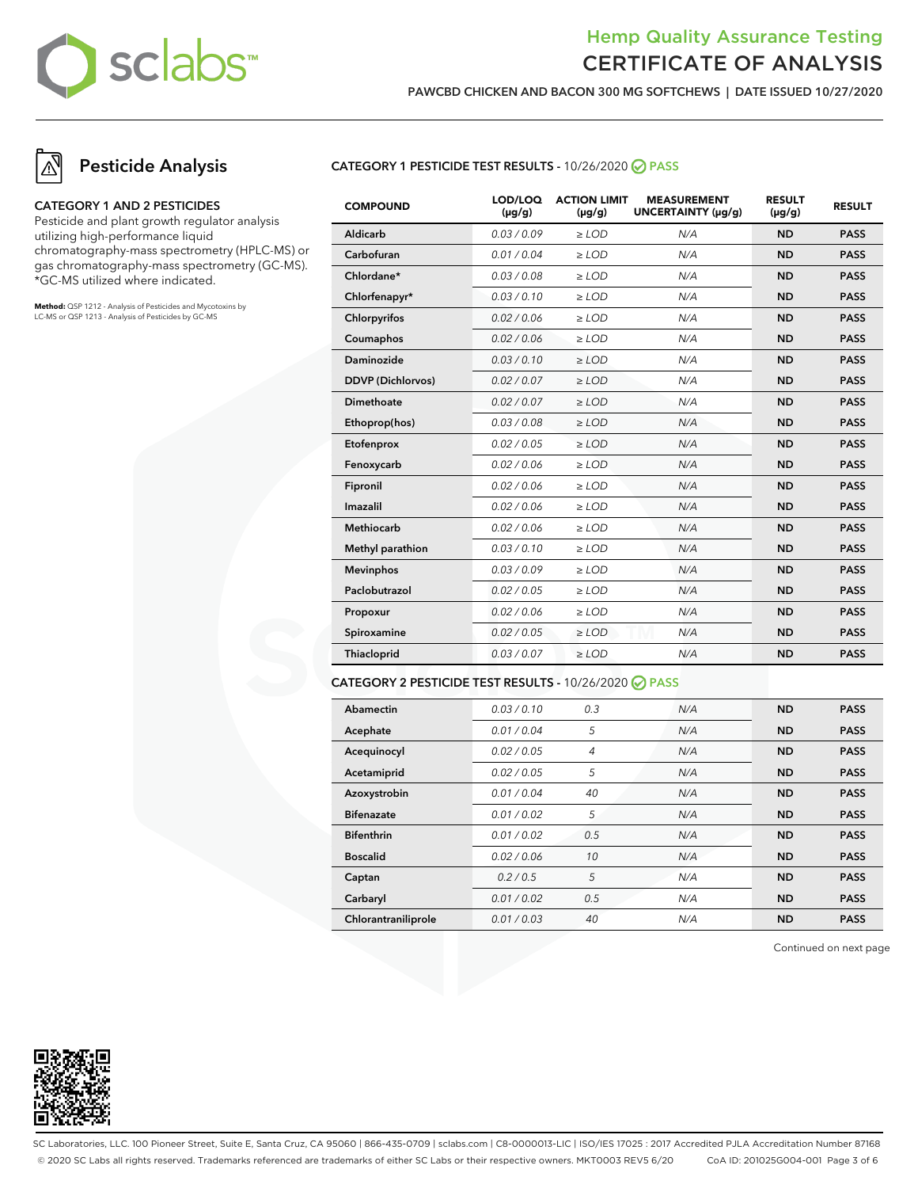# Hemp Quality Assurance Testing
# CERTIFICATE OF ANALYSIS

**PAWCBD CHICKEN AND BACON 300 MG SOFTCHEWS | DATE ISSUED 10/27/2020**

## Pesticide Analysis

### CATEGORY 1 AND 2 PESTICIDES

Pesticide and plant growth regulator analysis utilizing high-performance liquid chromatography-mass spectrometry (HPLC-MS) or gas chromatography-mass spectrometry (GC-MS). *GC-MS utilized where indicated.

**Method:** QSP 1212 - Analysis of Pesticides and Mycotoxins by LC-MS or QSP 1213 - Analysis of Pesticides by GC-MS

### CATEGORY 1 PESTICIDE TEST RESULTS - 10/26/2020 PASS

| COMPOUND | LOD/LOQ (μg/g) | ACTION LIMIT (μg/g) | MEASUREMENT UNCERTAINTY (μg/g) | RESULT (μg/g) | RESULT |
|---|---|---|---|---|---|
| Aldicarb | 0.03 / 0.09 | ≥ LOD | N/A | ND | PASS |
| Carbofuran | 0.01 / 0.04 | ≥ LOD | N/A | ND | PASS |
| Chlordane* | 0.03 / 0.08 | ≥ LOD | N/A | ND | PASS |
| Chlorfenapyr* | 0.03 / 0.10 | ≥ LOD | N/A | ND | PASS |
| Chlorpyrifos | 0.02 / 0.06 | ≥ LOD | N/A | ND | PASS |
| Coumaphos | 0.02 / 0.06 | ≥ LOD | N/A | ND | PASS |
| Daminozide | 0.03 / 0.10 | ≥ LOD | N/A | ND | PASS |
| DDVP (Dichlorvos) | 0.02 / 0.07 | ≥ LOD | N/A | ND | PASS |
| Dimethoate | 0.02 / 0.07 | ≥ LOD | N/A | ND | PASS |
| Ethoprop(hos) | 0.03 / 0.08 | ≥ LOD | N/A | ND | PASS |
| Etofenprox | 0.02 / 0.05 | ≥ LOD | N/A | ND | PASS |
| Fenoxycarb | 0.02 / 0.06 | ≥ LOD | N/A | ND | PASS |
| Fipronil | 0.02 / 0.06 | ≥ LOD | N/A | ND | PASS |
| Imazalil | 0.02 / 0.06 | ≥ LOD | N/A | ND | PASS |
| Methiocarb | 0.02 / 0.06 | ≥ LOD | N/A | ND | PASS |
| Methyl parathion | 0.03 / 0.10 | ≥ LOD | N/A | ND | PASS |
| Mevinphos | 0.03 / 0.09 | ≥ LOD | N/A | ND | PASS |
| Paclobutrazol | 0.02 / 0.05 | ≥ LOD | N/A | ND | PASS |
| Propoxur | 0.02 / 0.06 | ≥ LOD | N/A | ND | PASS |
| Spiroxamine | 0.02 / 0.05 | ≥ LOD | N/A | ND | PASS |
| Thiacloprid | 0.03 / 0.07 | ≥ LOD | N/A | ND | PASS |

### CATEGORY 2 PESTICIDE TEST RESULTS - 10/26/2020 PASS

| COMPOUND | LOD/LOQ (μg/g) | ACTION LIMIT (μg/g) | MEASUREMENT UNCERTAINTY (μg/g) | RESULT (μg/g) | RESULT |
|---|---|---|---|---|---|
| Abamectin | 0.03 / 0.10 | 0.3 | N/A | ND | PASS |
| Acephate | 0.01 / 0.04 | 5 | N/A | ND | PASS |
| Acequinocyl | 0.02 / 0.05 | 4 | N/A | ND | PASS |
| Acetamiprid | 0.02 / 0.05 | 5 | N/A | ND | PASS |
| Azoxystrobin | 0.01 / 0.04 | 40 | N/A | ND | PASS |
| Bifenazate | 0.01 / 0.02 | 5 | N/A | ND | PASS |
| Bifenthrin | 0.01 / 0.02 | 0.5 | N/A | ND | PASS |
| Boscalid | 0.02 / 0.06 | 10 | N/A | ND | PASS |
| Captan | 0.2 / 0.5 | 5 | N/A | ND | PASS |
| Carbaryl | 0.01 / 0.02 | 0.5 | N/A | ND | PASS |
| Chlorantraniliprole | 0.01 / 0.03 | 40 | N/A | ND | PASS |

Continued on next page

SC Laboratories, LLC. 100 Pioneer Street, Suite E, Santa Cruz, CA 95060 | 866-435-0709 | sclabs.com | C8-0000013-LIC | ISO/IES 17025 : 2017 Accredited PJLA Accreditation Number 87168
© 2020 SC Labs all rights reserved. Trademarks referenced are trademarks of either SC Labs or their respective owners. MKT0003 REV5 6/20 CoA ID: 201025G004-001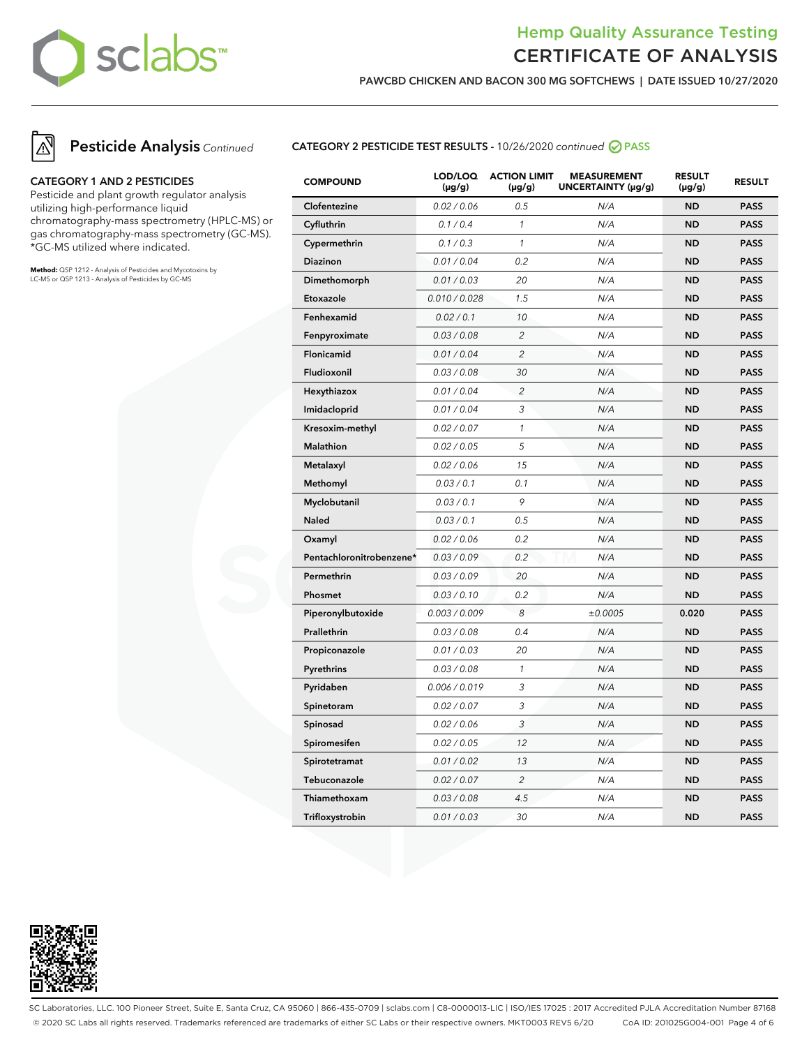# Hemp Quality Assurance Testing
# CERTIFICATE OF ANALYSIS

**PAWCBD CHICKEN AND BACON 300 MG SOFTCHEWS | DATE ISSUED 10/27/2020**

## Pesticide Analysis *Continued*

### CATEGORY 1 AND 2 PESTICIDES

Pesticide and plant growth regulator analysis utilizing high-performance liquid chromatography-mass spectrometry (HPLC-MS) or gas chromatography-mass spectrometry (GC-MS). *GC-MS utilized where indicated.

**Method:** QSP 1212 - Analysis of Pesticides and Mycotoxins by LC-MS or QSP 1213 - Analysis of Pesticides by GC-MS

### CATEGORY 2 PESTICIDE TEST RESULTS - 10/26/2020 *continued* PASS

| COMPOUND | LOD/LOQ (µg/g) | ACTION LIMIT (µg/g) | MEASUREMENT UNCERTAINTY (µg/g) | RESULT (µg/g) | RESULT |
|---|---|---|---|---|---|
| Clofentezine | 0.02 / 0.06 | 0.5 | N/A | ND | PASS |
| Cyfluthrin | 0.1 / 0.4 | 1 | N/A | ND | PASS |
| Cypermethrin | 0.1 / 0.3 | 1 | N/A | ND | PASS |
| Diazinon | 0.01 / 0.04 | 0.2 | N/A | ND | PASS |
| Dimethomorph | 0.01 / 0.03 | 20 | N/A | ND | PASS |
| Etoxazole | 0.010 / 0.028 | 1.5 | N/A | ND | PASS |
| Fenhexamid | 0.02 / 0.1 | 10 | N/A | ND | PASS |
| Fenpyroximate | 0.03 / 0.08 | 2 | N/A | ND | PASS |
| Flonicamid | 0.01 / 0.04 | 2 | N/A | ND | PASS |
| Fludioxonil | 0.03 / 0.08 | 30 | N/A | ND | PASS |
| Hexythiazox | 0.01 / 0.04 | 2 | N/A | ND | PASS |
| Imidacloprid | 0.01 / 0.04 | 3 | N/A | ND | PASS |
| Kresoxim-methyl | 0.02 / 0.07 | 1 | N/A | ND | PASS |
| Malathion | 0.02 / 0.05 | 5 | N/A | ND | PASS |
| Metalaxyl | 0.02 / 0.06 | 15 | N/A | ND | PASS |
| Methomyl | 0.03 / 0.1 | 0.1 | N/A | ND | PASS |
| Myclobutanil | 0.03 / 0.1 | 9 | N/A | ND | PASS |
| Naled | 0.03 / 0.1 | 0.5 | N/A | ND | PASS |
| Oxamyl | 0.02 / 0.06 | 0.2 | N/A | ND | PASS |
| Pentachloronitrobenzene* | 0.03 / 0.09 | 0.2 | N/A | ND | PASS |
| Permethrin | 0.03 / 0.09 | 20 | N/A | ND | PASS |
| Phosmet | 0.03 / 0.10 | 0.2 | N/A | ND | PASS |
| Piperonylbutoxide | 0.003 / 0.009 | 8 | ±0.0005 | 0.020 | PASS |
| Prallethrin | 0.03 / 0.08 | 0.4 | N/A | ND | PASS |
| Propiconazole | 0.01 / 0.03 | 20 | N/A | ND | PASS |
| Pyrethrins | 0.03 / 0.08 | 1 | N/A | ND | PASS |
| Pyridaben | 0.006 / 0.019 | 3 | N/A | ND | PASS |
| Spinetoram | 0.02 / 0.07 | 3 | N/A | ND | PASS |
| Spinosad | 0.02 / 0.06 | 3 | N/A | ND | PASS |
| Spiromesifen | 0.02 / 0.05 | 12 | N/A | ND | PASS |
| Spirotetramat | 0.01 / 0.02 | 13 | N/A | ND | PASS |
| Tebuconazole | 0.02 / 0.07 | 2 | N/A | ND | PASS |
| Thiamethoxam | 0.03 / 0.08 | 4.5 | N/A | ND | PASS |
| Trifloxystrobin | 0.01 / 0.03 | 30 | N/A | ND | PASS |

SC Laboratories, LLC. 100 Pioneer Street, Suite E, Santa Cruz, CA 95060 | 866-435-0709 | sclabs.com | C8-0000013-LIC | ISO/IES 17025 : 2017 Accredited PJLA Accreditation Number 87168
© 2020 SC Labs all rights reserved. Trademarks referenced are trademarks of either SC Labs or their respective owners. MKT0003 REV5 6/20 CoA ID: 201025G004-001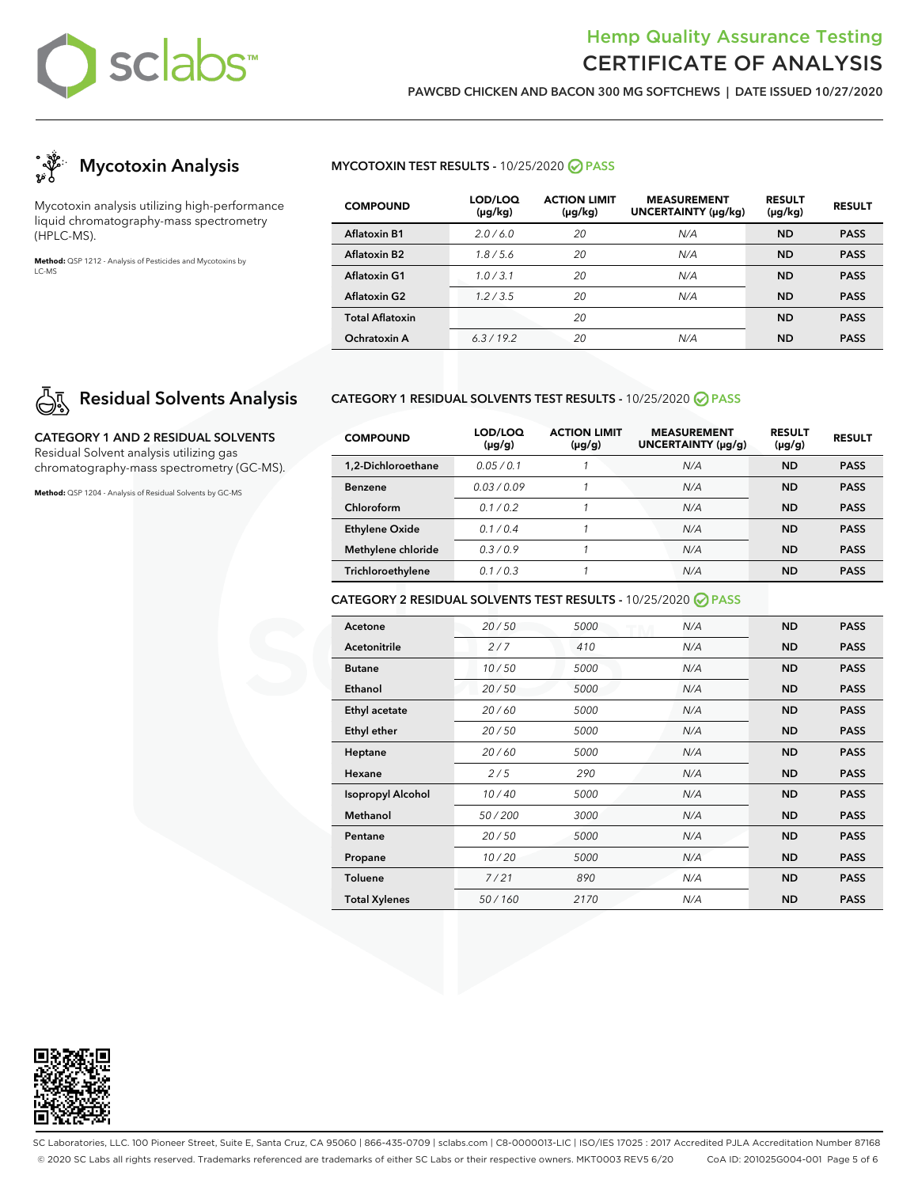# Hemp Quality Assurance Testing
# CERTIFICATE OF ANALYSIS

**PAWCBD CHICKEN AND BACON 300 MG SOFTCHEWS | DATE ISSUED 10/27/2020**

## Mycotoxin Analysis

Mycotoxin analysis utilizing high-performance liquid chromatography-mass spectrometry (HPLC-MS).

**Method:** QSP 1212 - Analysis of Pesticides and Mycotoxins by LC-MS

### MYCOTOXIN TEST RESULTS - 10/25/2020 PASS

| COMPOUND | LOD/LOQ (µg/kg) | ACTION LIMIT (µg/kg) | MEASUREMENT UNCERTAINTY (µg/kg) | RESULT (µg/kg) | RESULT |
|---|---|---|---|---|---|
| Aflatoxin B1 | 2.0 / 6.0 | 20 | N/A | ND | PASS |
| Aflatoxin B2 | 1.8 / 5.6 | 20 | N/A | ND | PASS |
| Aflatoxin G1 | 1.0 / 3.1 | 20 | N/A | ND | PASS |
| Aflatoxin G2 | 1.2 / 3.5 | 20 | N/A | ND | PASS |
| Total Aflatoxin | | 20 | | ND | PASS |
| Ochratoxin A | 6.3 / 19.2 | 20 | N/A | ND | PASS |

## Residual Solvents Analysis

**CATEGORY 1 AND 2 RESIDUAL SOLVENTS**

Residual Solvent analysis utilizing gas chromatography-mass spectrometry (GC-MS).

**Method:** QSP 1204 - Analysis of Residual Solvents by GC-MS

### CATEGORY 1 RESIDUAL SOLVENTS TEST RESULTS - 10/25/2020 PASS

| COMPOUND | LOD/LOQ (µg/g) | ACTION LIMIT (µg/g) | MEASUREMENT UNCERTAINTY (µg/g) | RESULT (µg/g) | RESULT |
|---|---|---|---|---|---|
| 1,2-Dichloroethane | 0.05 / 0.1 | 1 | N/A | ND | PASS |
| Benzene | 0.03 / 0.09 | 1 | N/A | ND | PASS |
| Chloroform | 0.1 / 0.2 | 1 | N/A | ND | PASS |
| Ethylene Oxide | 0.1 / 0.4 | 1 | N/A | ND | PASS |
| Methylene chloride | 0.3 / 0.9 | 1 | N/A | ND | PASS |
| Trichloroethylene | 0.1 / 0.3 | 1 | N/A | ND | PASS |

### CATEGORY 2 RESIDUAL SOLVENTS TEST RESULTS - 10/25/2020 PASS

| COMPOUND | LOD/LOQ (µg/g) | ACTION LIMIT (µg/g) | MEASUREMENT UNCERTAINTY (µg/g) | RESULT (µg/g) | RESULT |
|---|---|---|---|---|---|
| Acetone | 20 / 50 | 5000 | N/A | ND | PASS |
| Acetonitrile | 2 / 7 | 410 | N/A | ND | PASS |
| Butane | 10 / 50 | 5000 | N/A | ND | PASS |
| Ethanol | 20 / 50 | 5000 | N/A | ND | PASS |
| Ethyl acetate | 20 / 60 | 5000 | N/A | ND | PASS |
| Ethyl ether | 20 / 50 | 5000 | N/A | ND | PASS |
| Heptane | 20 / 60 | 5000 | N/A | ND | PASS |
| Hexane | 2 / 5 | 290 | N/A | ND | PASS |
| Isopropyl Alcohol | 10 / 40 | 5000 | N/A | ND | PASS |
| Methanol | 50 / 200 | 3000 | N/A | ND | PASS |
| Pentane | 20 / 50 | 5000 | N/A | ND | PASS |
| Propane | 10 / 20 | 5000 | N/A | ND | PASS |
| Toluene | 7 / 21 | 890 | N/A | ND | PASS |
| Total Xylenes | 50 / 160 | 2170 | N/A | ND | PASS |

SC Laboratories, LLC. 100 Pioneer Street, Suite E, Santa Cruz, CA 95060 | 866-435-0709 | sclabs.com | C8-0000013-LIC | ISO/IES 17025 : 2017 Accredited PJLA Accreditation Number 87168
© 2020 SC Labs all rights reserved. Trademarks referenced are trademarks of either SC Labs or their respective owners. MKT0003 REV5 6/20 CoA ID: 201025G004-001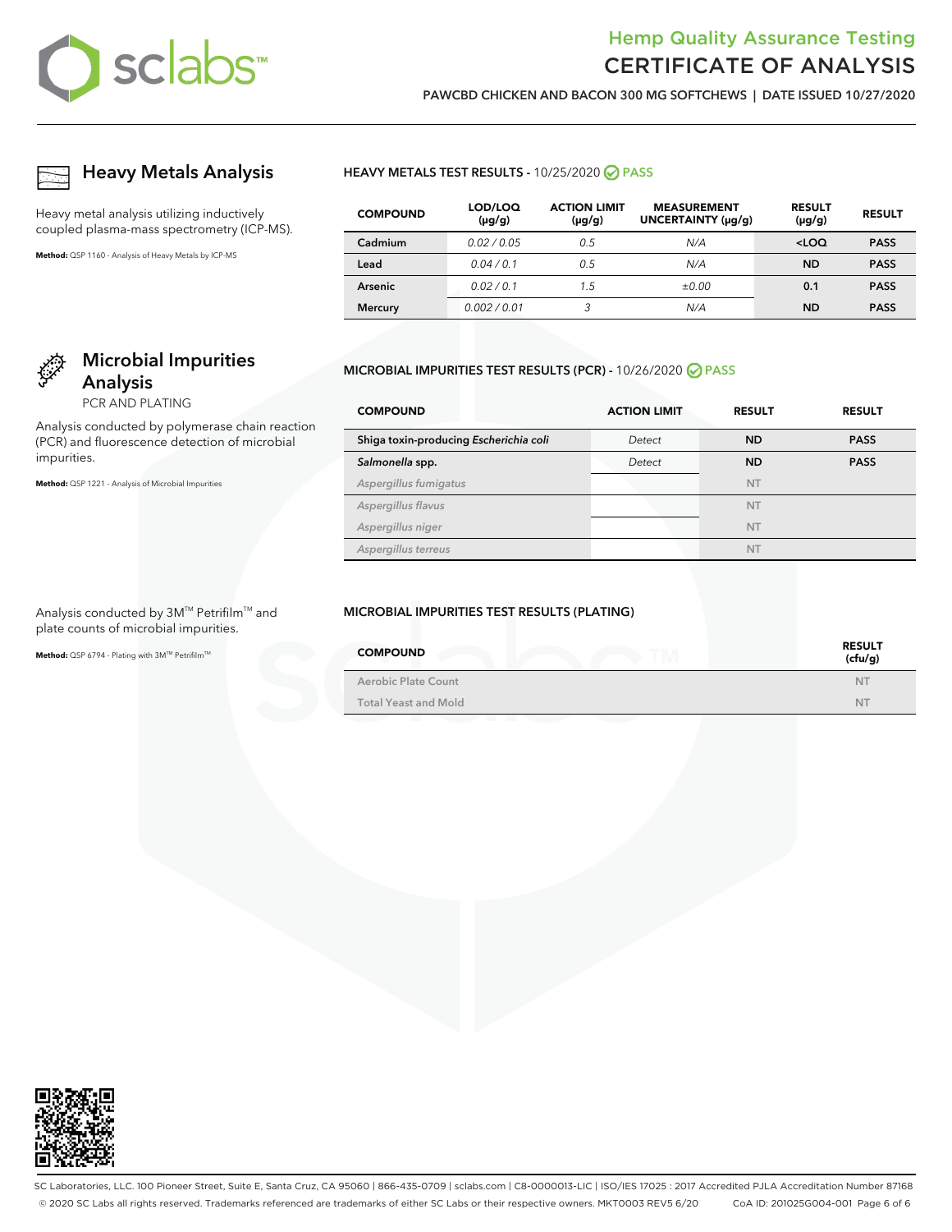# Hemp Quality Assurance Testing
# CERTIFICATE OF ANALYSIS

**PAWCBD CHICKEN AND BACON 300 MG SOFTCHEWS | DATE ISSUED 10/27/2020**

## Heavy Metals Analysis

Heavy metal analysis utilizing inductively coupled plasma-mass spectrometry (ICP-MS).

**Method:** QSP 1160 - Analysis of Heavy Metals by ICP-MS

### HEAVY METALS TEST RESULTS - 10/25/2020 PASS

| COMPOUND | LOD/LOQ (μg/g) | ACTION LIMIT (μg/g) | MEASUREMENT UNCERTAINTY (μg/g) | RESULT (μg/g) | RESULT |
|---|---|---|---|---|---|
| Cadmium | *0.02 / 0.05* | *0.5* | *N/A* | **<LOQ** | **PASS** |
| Lead | *0.04 / 0.1* | *0.5* | *N/A* | **ND** | **PASS** |
| Arsenic | *0.02 / 0.1* | *1.5* | *±0.00* | **0.1** | **PASS** |
| Mercury | *0.002 / 0.01* | *3* | *N/A* | **ND** | **PASS** |

## Microbial Impurities Analysis

PCR AND PLATING

Analysis conducted by polymerase chain reaction (PCR) and fluorescence detection of microbial impurities.

**Method:** QSP 1221 - Analysis of Microbial Impurities

### MICROBIAL IMPURITIES TEST RESULTS (PCR) - 10/26/2020 PASS

| COMPOUND | ACTION LIMIT | RESULT | RESULT |
|---|---|---|---|
| **Shiga toxin-producing *Escherichia coli*** | *Detect* | **ND** | **PASS** |
| ***Salmonella* spp.** | *Detect* | **ND** | **PASS** |
| *Aspergillus fumigatus* | | NT | |
| *Aspergillus flavus* | | NT | |
| *Aspergillus niger* | | NT | |
| *Aspergillus terreus* | | NT | |

Analysis conducted by 3M™ Petrifilm™ and plate counts of microbial impurities.

**Method:** QSP 6794 - Plating with 3M™ Petrifilm™

### MICROBIAL IMPURITIES TEST RESULTS (PLATING)

| COMPOUND | RESULT (cfu/g) |
|---|---|
| Aerobic Plate Count | NT |
| Total Yeast and Mold | NT |

SC Laboratories, LLC. 100 Pioneer Street, Suite E, Santa Cruz, CA 95060 | 866-435-0709 | sclabs.com | C8-0000013-LIC | ISO/IES 17025 : 2017 Accredited PJLA Accreditation Number 87168

© 2020 SC Labs all rights reserved. Trademarks referenced are trademarks of either SC Labs or their respective owners. MKT0003 REV5 6/20 CoA ID: 201025G004-001